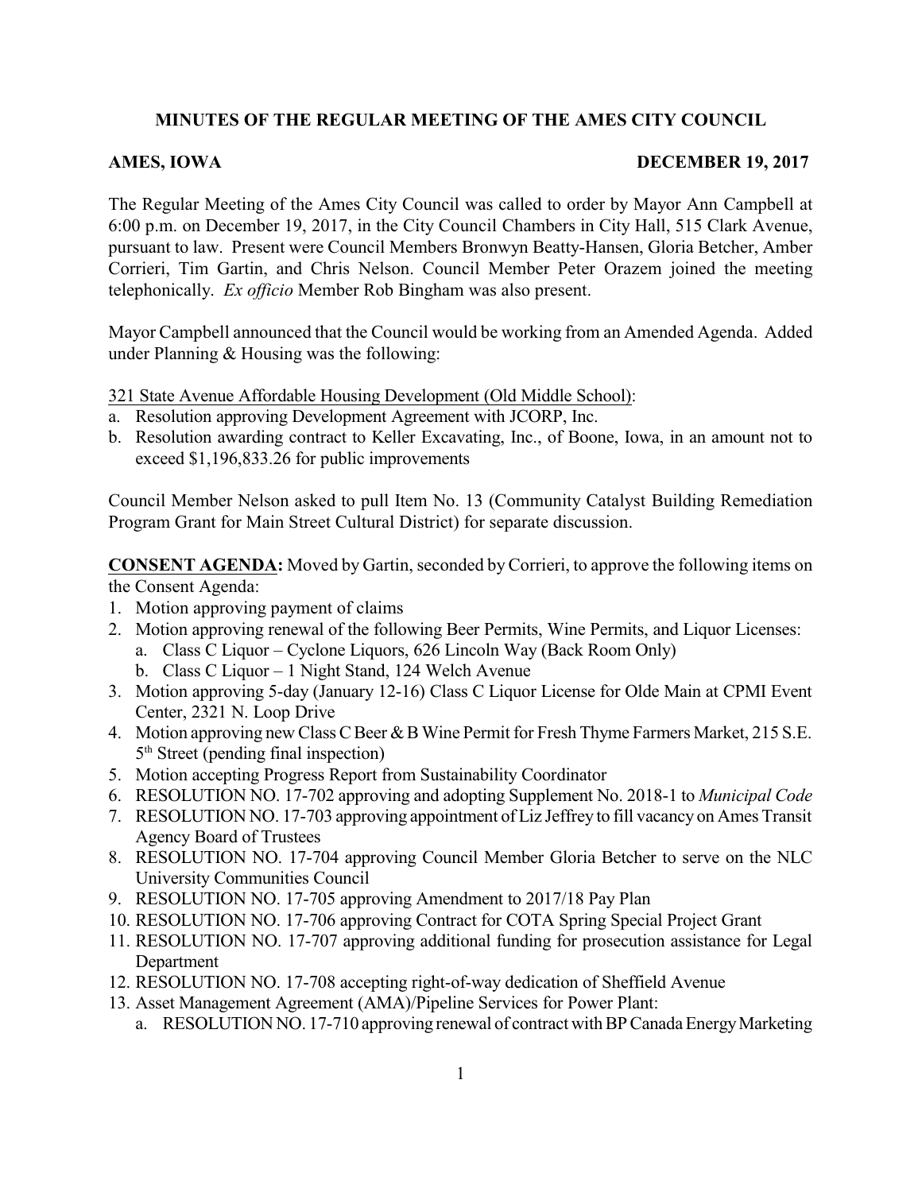# MINUTES OF THE REGULAR MEETING OF THE AMES CITY COUNCIL

**AMES, IOWA** **DECEMBER 19, 2017**

The Regular Meeting of the Ames City Council was called to order by Mayor Ann Campbell at 6:00 p.m. on December 19, 2017, in the City Council Chambers in City Hall, 515 Clark Avenue, pursuant to law. Present were Council Members Bronwyn Beatty-Hansen, Gloria Betcher, Amber Corrieri, Tim Gartin, and Chris Nelson. Council Member Peter Orazem joined the meeting telephonically. *Ex officio* Member Rob Bingham was also present.

Mayor Campbell announced that the Council would be working from an Amended Agenda. Added under Planning & Housing was the following:

<u>321 State Avenue Affordable Housing Development (Old Middle School)</u>:

a. Resolution approving Development Agreement with JCORP, Inc.
b. Resolution awarding contract to Keller Excavating, Inc., of Boone, Iowa, in an amount not to exceed $1,196,833.26 for public improvements

Council Member Nelson asked to pull Item No. 13 (Community Catalyst Building Remediation Program Grant for Main Street Cultural District) for separate discussion.

**<u>CONSENT AGENDA</u>:** Moved by Gartin, seconded by Corrieri, to approve the following items on the Consent Agenda:

1. Motion approving payment of claims
2. Motion approving renewal of the following Beer Permits, Wine Permits, and Liquor Licenses:
   a. Class C Liquor – Cyclone Liquors, 626 Lincoln Way (Back Room Only)
   b. Class C Liquor – 1 Night Stand, 124 Welch Avenue
3. Motion approving 5-day (January 12-16) Class C Liquor License for Olde Main at CPMI Event Center, 2321 N. Loop Drive
4. Motion approving new Class C Beer & B Wine Permit for Fresh Thyme Farmers Market, 215 S.E. 5th Street (pending final inspection)
5. Motion accepting Progress Report from Sustainability Coordinator
6. RESOLUTION NO. 17-702 approving and adopting Supplement No. 2018-1 to *Municipal Code*
7. RESOLUTION NO. 17-703 approving appointment of Liz Jeffrey to fill vacancy on Ames Transit Agency Board of Trustees
8. RESOLUTION NO. 17-704 approving Council Member Gloria Betcher to serve on the NLC University Communities Council
9. RESOLUTION NO. 17-705 approving Amendment to 2017/18 Pay Plan
10. RESOLUTION NO. 17-706 approving Contract for COTA Spring Special Project Grant
11. RESOLUTION NO. 17-707 approving additional funding for prosecution assistance for Legal Department
12. RESOLUTION NO. 17-708 accepting right-of-way dedication of Sheffield Avenue
13. Asset Management Agreement (AMA)/Pipeline Services for Power Plant:
    a. RESOLUTION NO. 17-710 approving renewal of contract with BP Canada Energy Marketing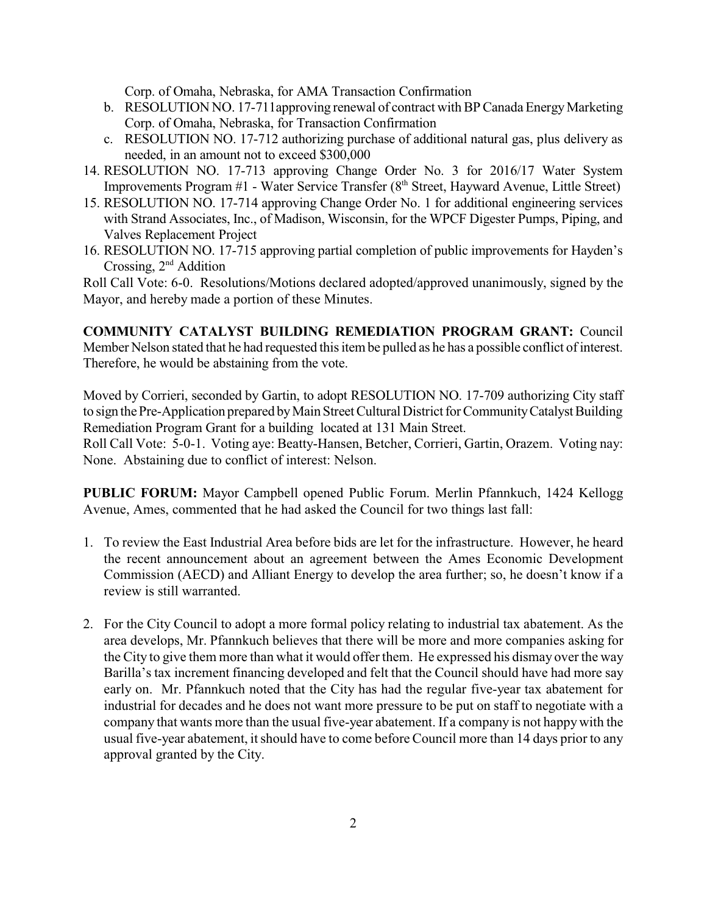Corp. of Omaha, Nebraska, for AMA Transaction Confirmation

b. RESOLUTION NO. 17-711approving renewal of contract with BP Canada Energy Marketing Corp. of Omaha, Nebraska, for Transaction Confirmation
c. RESOLUTION NO. 17-712 authorizing purchase of additional natural gas, plus delivery as needed, in an amount not to exceed $300,000

14. RESOLUTION NO. 17-713 approving Change Order No. 3 for 2016/17 Water System Improvements Program #1 - Water Service Transfer (8th Street, Hayward Avenue, Little Street)
15. RESOLUTION NO. 17-714 approving Change Order No. 1 for additional engineering services with Strand Associates, Inc., of Madison, Wisconsin, for the WPCF Digester Pumps, Piping, and Valves Replacement Project
16. RESOLUTION NO. 17-715 approving partial completion of public improvements for Hayden's Crossing, 2nd Addition

Roll Call Vote: 6-0. Resolutions/Motions declared adopted/approved unanimously, signed by the Mayor, and hereby made a portion of these Minutes.

**COMMUNITY CATALYST BUILDING REMEDIATION PROGRAM GRANT:** Council Member Nelson stated that he had requested this item be pulled as he has a possible conflict of interest. Therefore, he would be abstaining from the vote.

Moved by Corrieri, seconded by Gartin, to adopt RESOLUTION NO. 17-709 authorizing City staff to sign the Pre-Application prepared by Main Street Cultural District for Community Catalyst Building Remediation Program Grant for a building located at 131 Main Street.

Roll Call Vote: 5-0-1. Voting aye: Beatty-Hansen, Betcher, Corrieri, Gartin, Orazem. Voting nay: None. Abstaining due to conflict of interest: Nelson.

**PUBLIC FORUM:** Mayor Campbell opened Public Forum. Merlin Pfannkuch, 1424 Kellogg Avenue, Ames, commented that he had asked the Council for two things last fall:

1. To review the East Industrial Area before bids are let for the infrastructure. However, he heard the recent announcement about an agreement between the Ames Economic Development Commission (AECD) and Alliant Energy to develop the area further; so, he doesn't know if a review is still warranted.

2. For the City Council to adopt a more formal policy relating to industrial tax abatement. As the area develops, Mr. Pfannkuch believes that there will be more and more companies asking for the City to give them more than what it would offer them. He expressed his dismay over the way Barilla's tax increment financing developed and felt that the Council should have had more say early on. Mr. Pfannkuch noted that the City has had the regular five-year tax abatement for industrial for decades and he does not want more pressure to be put on staff to negotiate with a company that wants more than the usual five-year abatement. If a company is not happy with the usual five-year abatement, it should have to come before Council more than 14 days prior to any approval granted by the City.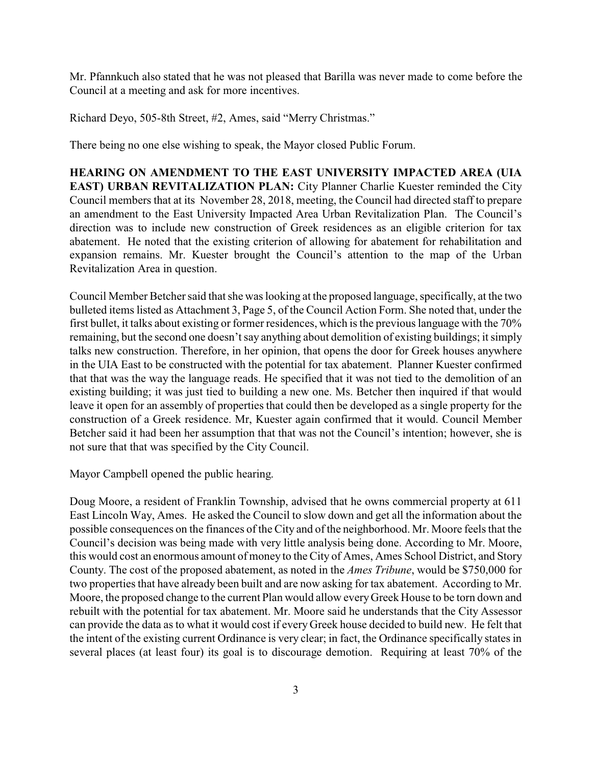Mr. Pfannkuch also stated that he was not pleased that Barilla was never made to come before the Council at a meeting and ask for more incentives.

Richard Deyo, 505-8th Street, #2, Ames, said "Merry Christmas."

There being no one else wishing to speak, the Mayor closed Public Forum.

**HEARING ON AMENDMENT TO THE EAST UNIVERSITY IMPACTED AREA (UIA EAST) URBAN REVITALIZATION PLAN:** City Planner Charlie Kuester reminded the City Council members that at its November 28, 2018, meeting, the Council had directed staff to prepare an amendment to the East University Impacted Area Urban Revitalization Plan. The Council's direction was to include new construction of Greek residences as an eligible criterion for tax abatement. He noted that the existing criterion of allowing for abatement for rehabilitation and expansion remains. Mr. Kuester brought the Council's attention to the map of the Urban Revitalization Area in question.

Council Member Betcher said that she was looking at the proposed language, specifically, at the two bulleted items listed as Attachment 3, Page 5, of the Council Action Form. She noted that, under the first bullet, it talks about existing or former residences, which is the previous language with the 70% remaining, but the second one doesn't say anything about demolition of existing buildings; it simply talks new construction. Therefore, in her opinion, that opens the door for Greek houses anywhere in the UIA East to be constructed with the potential for tax abatement. Planner Kuester confirmed that that was the way the language reads. He specified that it was not tied to the demolition of an existing building; it was just tied to building a new one. Ms. Betcher then inquired if that would leave it open for an assembly of properties that could then be developed as a single property for the construction of a Greek residence. Mr, Kuester again confirmed that it would. Council Member Betcher said it had been her assumption that that was not the Council's intention; however, she is not sure that that was specified by the City Council.

Mayor Campbell opened the public hearing.

Doug Moore, a resident of Franklin Township, advised that he owns commercial property at 611 East Lincoln Way, Ames. He asked the Council to slow down and get all the information about the possible consequences on the finances of the City and of the neighborhood. Mr. Moore feels that the Council's decision was being made with very little analysis being done. According to Mr. Moore, this would cost an enormous amount of money to the City of Ames, Ames School District, and Story County. The cost of the proposed abatement, as noted in the *Ames Tribune*, would be $750,000 for two properties that have already been built and are now asking for tax abatement. According to Mr. Moore, the proposed change to the current Plan would allow every Greek House to be torn down and rebuilt with the potential for tax abatement. Mr. Moore said he understands that the City Assessor can provide the data as to what it would cost if every Greek house decided to build new. He felt that the intent of the existing current Ordinance is very clear; in fact, the Ordinance specifically states in several places (at least four) its goal is to discourage demotion. Requiring at least 70% of the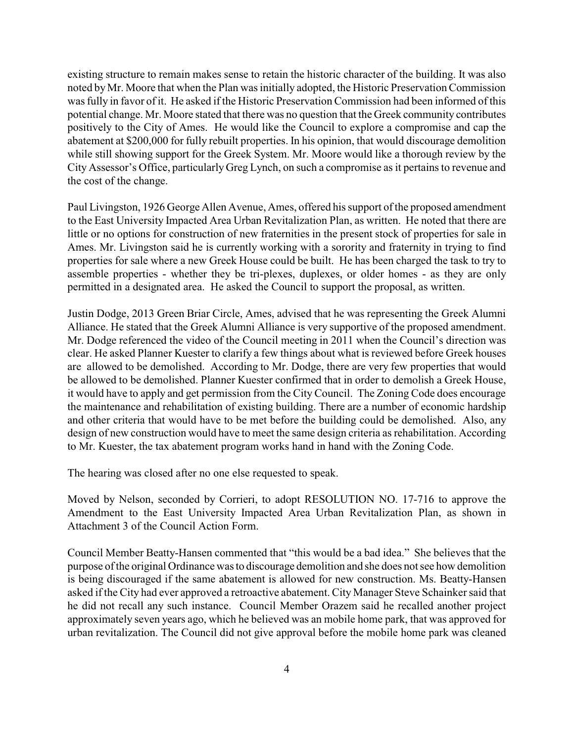existing structure to remain makes sense to retain the historic character of the building. It was also noted by Mr. Moore that when the Plan was initially adopted, the Historic Preservation Commission was fully in favor of it. He asked if the Historic Preservation Commission had been informed of this potential change. Mr. Moore stated that there was no question that the Greek community contributes positively to the City of Ames. He would like the Council to explore a compromise and cap the abatement at $200,000 for fully rebuilt properties. In his opinion, that would discourage demolition while still showing support for the Greek System. Mr. Moore would like a thorough review by the City Assessor's Office, particularly Greg Lynch, on such a compromise as it pertains to revenue and the cost of the change.

Paul Livingston, 1926 George Allen Avenue, Ames, offered his support of the proposed amendment to the East University Impacted Area Urban Revitalization Plan, as written. He noted that there are little or no options for construction of new fraternities in the present stock of properties for sale in Ames. Mr. Livingston said he is currently working with a sorority and fraternity in trying to find properties for sale where a new Greek House could be built. He has been charged the task to try to assemble properties - whether they be tri-plexes, duplexes, or older homes - as they are only permitted in a designated area. He asked the Council to support the proposal, as written.

Justin Dodge, 2013 Green Briar Circle, Ames, advised that he was representing the Greek Alumni Alliance. He stated that the Greek Alumni Alliance is very supportive of the proposed amendment. Mr. Dodge referenced the video of the Council meeting in 2011 when the Council's direction was clear. He asked Planner Kuester to clarify a few things about what is reviewed before Greek houses are allowed to be demolished. According to Mr. Dodge, there are very few properties that would be allowed to be demolished. Planner Kuester confirmed that in order to demolish a Greek House, it would have to apply and get permission from the City Council. The Zoning Code does encourage the maintenance and rehabilitation of existing building. There are a number of economic hardship and other criteria that would have to be met before the building could be demolished. Also, any design of new construction would have to meet the same design criteria as rehabilitation. According to Mr. Kuester, the tax abatement program works hand in hand with the Zoning Code.

The hearing was closed after no one else requested to speak.

Moved by Nelson, seconded by Corrieri, to adopt RESOLUTION NO. 17-716 to approve the Amendment to the East University Impacted Area Urban Revitalization Plan, as shown in Attachment 3 of the Council Action Form.

Council Member Beatty-Hansen commented that "this would be a bad idea." She believes that the purpose of the original Ordinance was to discourage demolition and she does not see how demolition is being discouraged if the same abatement is allowed for new construction. Ms. Beatty-Hansen asked if the City had ever approved a retroactive abatement. City Manager Steve Schainker said that he did not recall any such instance. Council Member Orazem said he recalled another project approximately seven years ago, which he believed was an mobile home park, that was approved for urban revitalization. The Council did not give approval before the mobile home park was cleaned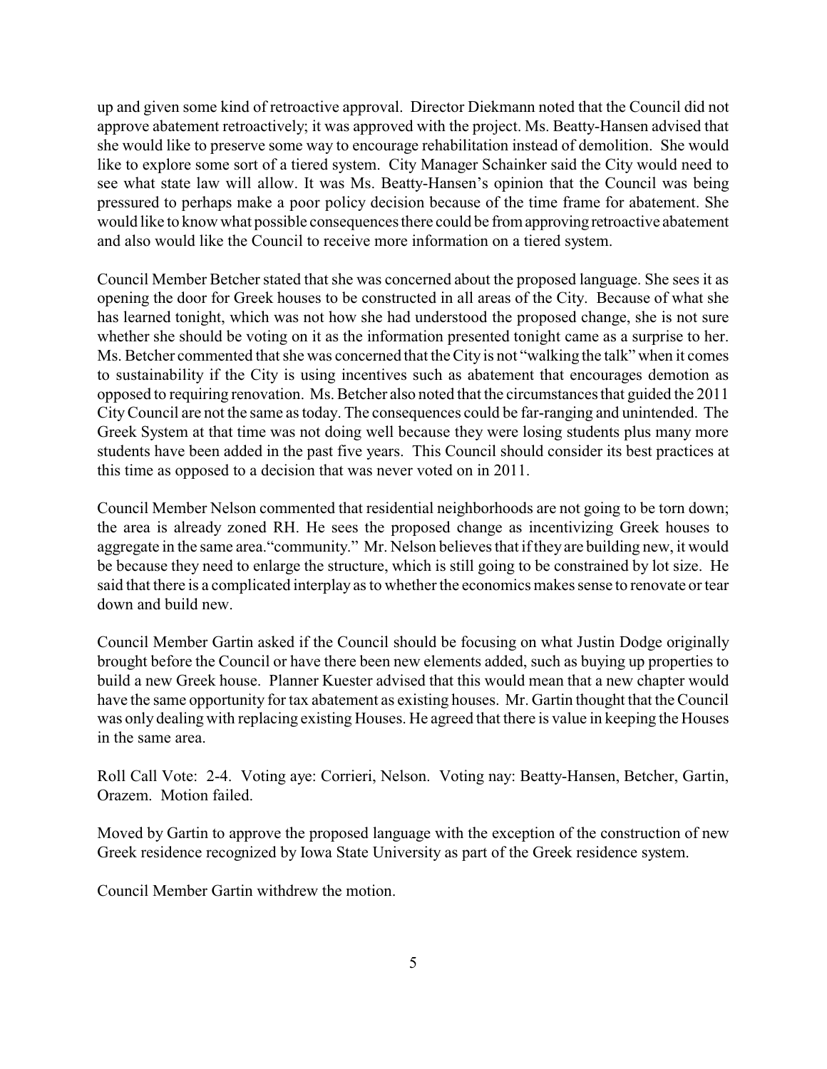up and given some kind of retroactive approval. Director Diekmann noted that the Council did not approve abatement retroactively; it was approved with the project. Ms. Beatty-Hansen advised that she would like to preserve some way to encourage rehabilitation instead of demolition. She would like to explore some sort of a tiered system. City Manager Schainker said the City would need to see what state law will allow. It was Ms. Beatty-Hansen's opinion that the Council was being pressured to perhaps make a poor policy decision because of the time frame for abatement. She would like to know what possible consequences there could be from approving retroactive abatement and also would like the Council to receive more information on a tiered system.

Council Member Betcher stated that she was concerned about the proposed language. She sees it as opening the door for Greek houses to be constructed in all areas of the City. Because of what she has learned tonight, which was not how she had understood the proposed change, she is not sure whether she should be voting on it as the information presented tonight came as a surprise to her. Ms. Betcher commented that she was concerned that the City is not "walking the talk" when it comes to sustainability if the City is using incentives such as abatement that encourages demotion as opposed to requiring renovation. Ms. Betcher also noted that the circumstances that guided the 2011 City Council are not the same as today. The consequences could be far-ranging and unintended. The Greek System at that time was not doing well because they were losing students plus many more students have been added in the past five years. This Council should consider its best practices at this time as opposed to a decision that was never voted on in 2011.

Council Member Nelson commented that residential neighborhoods are not going to be torn down; the area is already zoned RH. He sees the proposed change as incentivizing Greek houses to aggregate in the same area."community." Mr. Nelson believes that if they are building new, it would be because they need to enlarge the structure, which is still going to be constrained by lot size. He said that there is a complicated interplay as to whether the economics makes sense to renovate or tear down and build new.

Council Member Gartin asked if the Council should be focusing on what Justin Dodge originally brought before the Council or have there been new elements added, such as buying up properties to build a new Greek house. Planner Kuester advised that this would mean that a new chapter would have the same opportunity for tax abatement as existing houses. Mr. Gartin thought that the Council was only dealing with replacing existing Houses. He agreed that there is value in keeping the Houses in the same area.

Roll Call Vote: 2-4. Voting aye: Corrieri, Nelson. Voting nay: Beatty-Hansen, Betcher, Gartin, Orazem. Motion failed.

Moved by Gartin to approve the proposed language with the exception of the construction of new Greek residence recognized by Iowa State University as part of the Greek residence system.

Council Member Gartin withdrew the motion.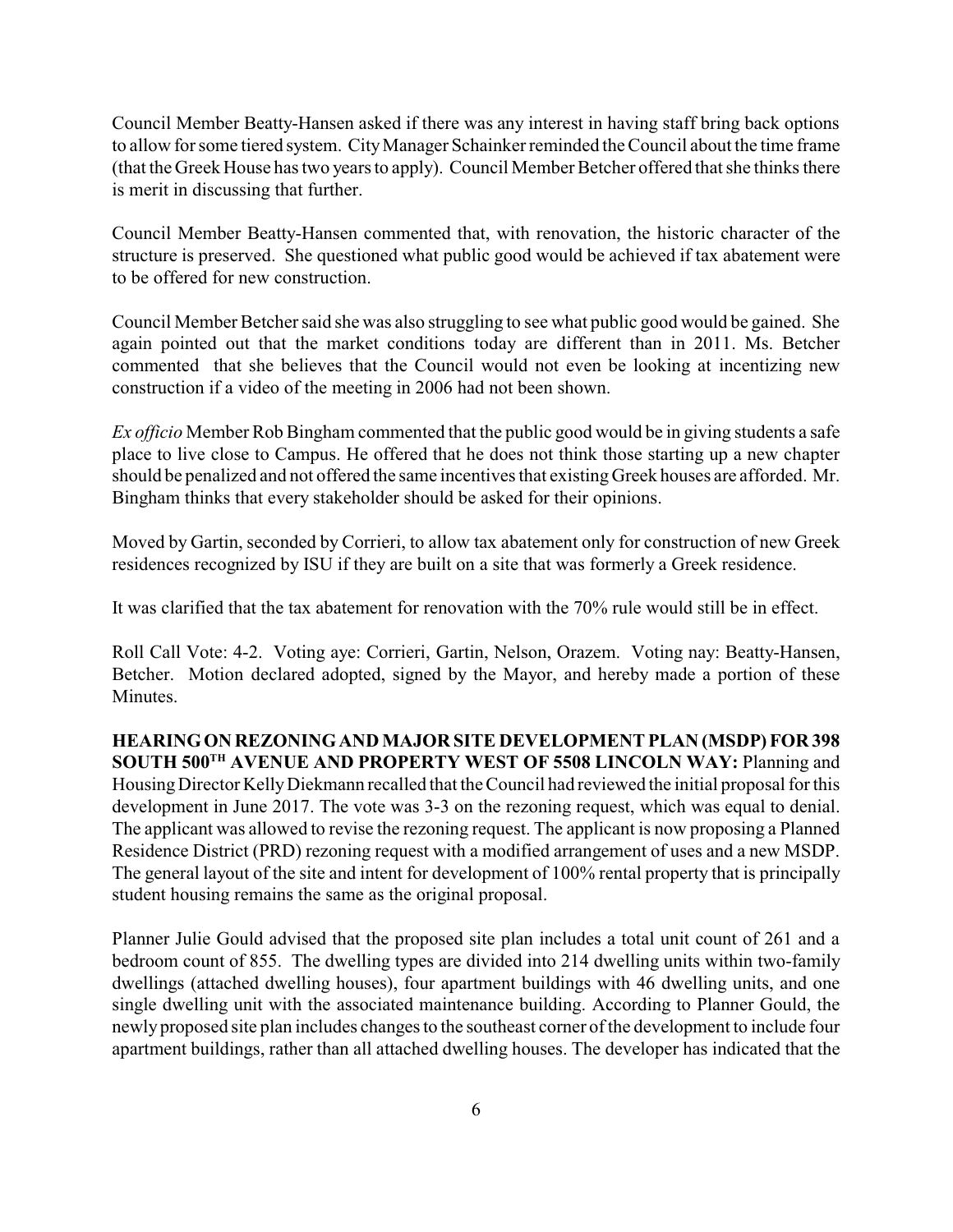Council Member Beatty-Hansen asked if there was any interest in having staff bring back options to allow for some tiered system. City Manager Schainker reminded the Council about the time frame (that the Greek House has two years to apply). Council Member Betcher offered that she thinks there is merit in discussing that further.

Council Member Beatty-Hansen commented that, with renovation, the historic character of the structure is preserved. She questioned what public good would be achieved if tax abatement were to be offered for new construction.

Council Member Betcher said she was also struggling to see what public good would be gained. She again pointed out that the market conditions today are different than in 2011. Ms. Betcher commented that she believes that the Council would not even be looking at incentizing new construction if a video of the meeting in 2006 had not been shown.

*Ex officio* Member Rob Bingham commented that the public good would be in giving students a safe place to live close to Campus. He offered that he does not think those starting up a new chapter should be penalized and not offered the same incentives that existing Greek houses are afforded. Mr. Bingham thinks that every stakeholder should be asked for their opinions.

Moved by Gartin, seconded by Corrieri, to allow tax abatement only for construction of new Greek residences recognized by ISU if they are built on a site that was formerly a Greek residence.

It was clarified that the tax abatement for renovation with the 70% rule would still be in effect.

Roll Call Vote: 4-2. Voting aye: Corrieri, Gartin, Nelson, Orazem. Voting nay: Beatty-Hansen, Betcher. Motion declared adopted, signed by the Mayor, and hereby made a portion of these Minutes.

**HEARING ON REZONING AND MAJOR SITE DEVELOPMENT PLAN (MSDP) FOR 398 SOUTH 500TH AVENUE AND PROPERTY WEST OF 5508 LINCOLN WAY:** Planning and Housing Director Kelly Diekmann recalled that the Council had reviewed the initial proposal for this development in June 2017. The vote was 3-3 on the rezoning request, which was equal to denial. The applicant was allowed to revise the rezoning request. The applicant is now proposing a Planned Residence District (PRD) rezoning request with a modified arrangement of uses and a new MSDP. The general layout of the site and intent for development of 100% rental property that is principally student housing remains the same as the original proposal.

Planner Julie Gould advised that the proposed site plan includes a total unit count of 261 and a bedroom count of 855. The dwelling types are divided into 214 dwelling units within two-family dwellings (attached dwelling houses), four apartment buildings with 46 dwelling units, and one single dwelling unit with the associated maintenance building. According to Planner Gould, the newly proposed site plan includes changes to the southeast corner of the development to include four apartment buildings, rather than all attached dwelling houses. The developer has indicated that the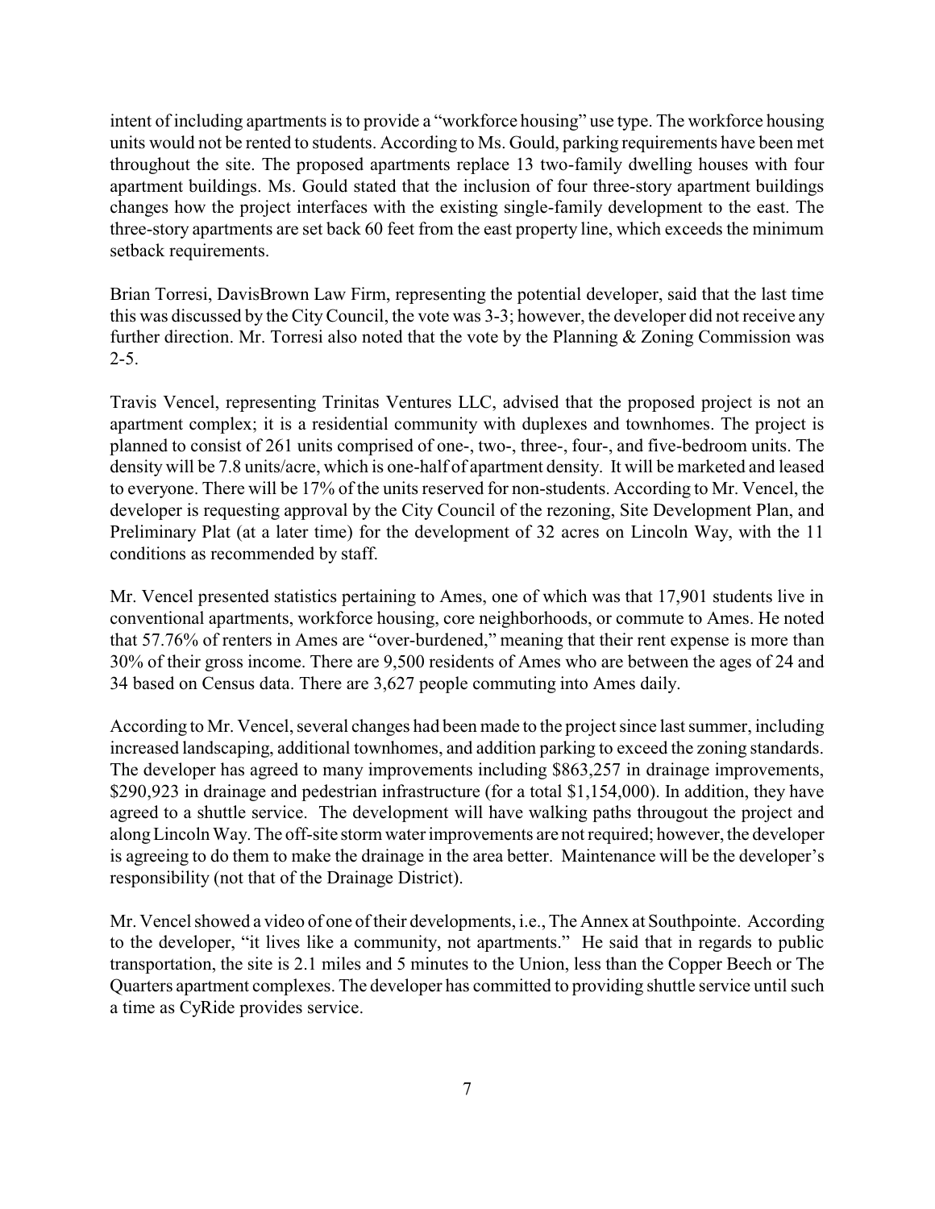intent of including apartments is to provide a "workforce housing" use type. The workforce housing units would not be rented to students. According to Ms. Gould, parking requirements have been met throughout the site. The proposed apartments replace 13 two-family dwelling houses with four apartment buildings. Ms. Gould stated that the inclusion of four three-story apartment buildings changes how the project interfaces with the existing single-family development to the east. The three-story apartments are set back 60 feet from the east property line, which exceeds the minimum setback requirements.

Brian Torresi, DavisBrown Law Firm, representing the potential developer, said that the last time this was discussed by the City Council, the vote was 3-3; however, the developer did not receive any further direction. Mr. Torresi also noted that the vote by the Planning & Zoning Commission was 2-5.

Travis Vencel, representing Trinitas Ventures LLC, advised that the proposed project is not an apartment complex; it is a residential community with duplexes and townhomes. The project is planned to consist of 261 units comprised of one-, two-, three-, four-, and five-bedroom units. The density will be 7.8 units/acre, which is one-half of apartment density. It will be marketed and leased to everyone. There will be 17% of the units reserved for non-students. According to Mr. Vencel, the developer is requesting approval by the City Council of the rezoning, Site Development Plan, and Preliminary Plat (at a later time) for the development of 32 acres on Lincoln Way, with the 11 conditions as recommended by staff.

Mr. Vencel presented statistics pertaining to Ames, one of which was that 17,901 students live in conventional apartments, workforce housing, core neighborhoods, or commute to Ames. He noted that 57.76% of renters in Ames are "over-burdened," meaning that their rent expense is more than 30% of their gross income. There are 9,500 residents of Ames who are between the ages of 24 and 34 based on Census data. There are 3,627 people commuting into Ames daily.

According to Mr. Vencel, several changes had been made to the project since last summer, including increased landscaping, additional townhomes, and addition parking to exceed the zoning standards. The developer has agreed to many improvements including $863,257 in drainage improvements, $290,923 in drainage and pedestrian infrastructure (for a total $1,154,000). In addition, they have agreed to a shuttle service. The development will have walking paths througout the project and along Lincoln Way. The off-site storm water improvements are not required; however, the developer is agreeing to do them to make the drainage in the area better. Maintenance will be the developer's responsibility (not that of the Drainage District).

Mr. Vencel showed a video of one of their developments, i.e., The Annex at Southpointe. According to the developer, "it lives like a community, not apartments." He said that in regards to public transportation, the site is 2.1 miles and 5 minutes to the Union, less than the Copper Beech or The Quarters apartment complexes. The developer has committed to providing shuttle service until such a time as CyRide provides service.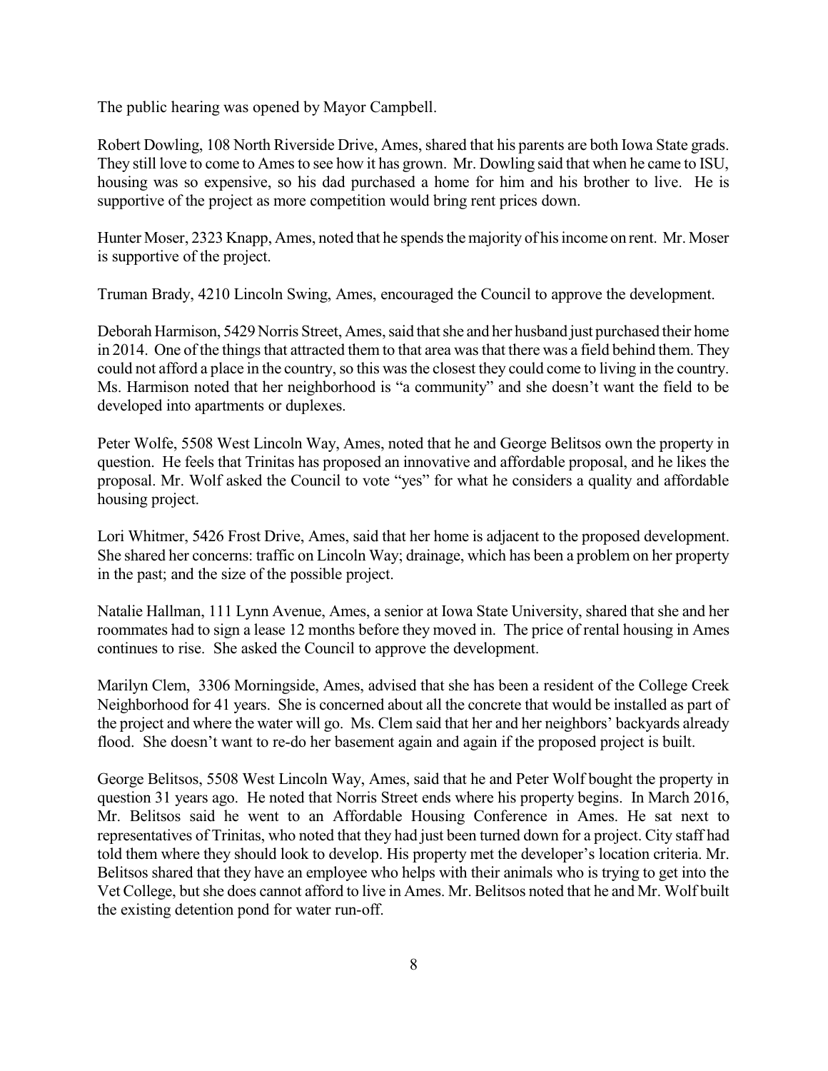The public hearing was opened by Mayor Campbell.

Robert Dowling, 108 North Riverside Drive, Ames, shared that his parents are both Iowa State grads. They still love to come to Ames to see how it has grown. Mr. Dowling said that when he came to ISU, housing was so expensive, so his dad purchased a home for him and his brother to live. He is supportive of the project as more competition would bring rent prices down.

Hunter Moser, 2323 Knapp, Ames, noted that he spends the majority of his income on rent. Mr. Moser is supportive of the project.

Truman Brady, 4210 Lincoln Swing, Ames, encouraged the Council to approve the development.

Deborah Harmison, 5429 Norris Street, Ames, said that she and her husband just purchased their home in 2014. One of the things that attracted them to that area was that there was a field behind them. They could not afford a place in the country, so this was the closest they could come to living in the country. Ms. Harmison noted that her neighborhood is "a community" and she doesn't want the field to be developed into apartments or duplexes.

Peter Wolfe, 5508 West Lincoln Way, Ames, noted that he and George Belitsos own the property in question. He feels that Trinitas has proposed an innovative and affordable proposal, and he likes the proposal. Mr. Wolf asked the Council to vote "yes" for what he considers a quality and affordable housing project.

Lori Whitmer, 5426 Frost Drive, Ames, said that her home is adjacent to the proposed development. She shared her concerns: traffic on Lincoln Way; drainage, which has been a problem on her property in the past; and the size of the possible project.

Natalie Hallman, 111 Lynn Avenue, Ames, a senior at Iowa State University, shared that she and her roommates had to sign a lease 12 months before they moved in. The price of rental housing in Ames continues to rise. She asked the Council to approve the development.

Marilyn Clem, 3306 Morningside, Ames, advised that she has been a resident of the College Creek Neighborhood for 41 years. She is concerned about all the concrete that would be installed as part of the project and where the water will go. Ms. Clem said that her and her neighbors' backyards already flood. She doesn't want to re-do her basement again and again if the proposed project is built.

George Belitsos, 5508 West Lincoln Way, Ames, said that he and Peter Wolf bought the property in question 31 years ago. He noted that Norris Street ends where his property begins. In March 2016, Mr. Belitsos said he went to an Affordable Housing Conference in Ames. He sat next to representatives of Trinitas, who noted that they had just been turned down for a project. City staff had told them where they should look to develop. His property met the developer's location criteria. Mr. Belitsos shared that they have an employee who helps with their animals who is trying to get into the Vet College, but she does cannot afford to live in Ames. Mr. Belitsos noted that he and Mr. Wolf built the existing detention pond for water run-off.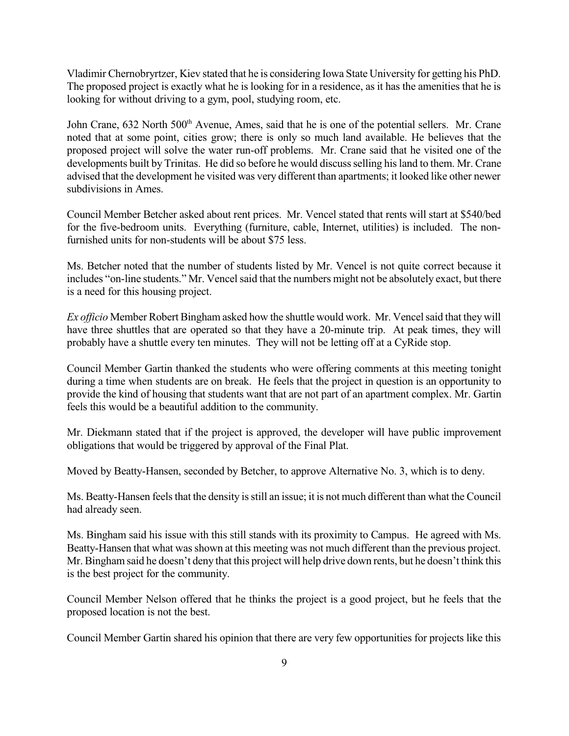Vladimir Chernobryrtzer, Kiev stated that he is considering Iowa State University for getting his PhD. The proposed project is exactly what he is looking for in a residence, as it has the amenities that he is looking for without driving to a gym, pool, studying room, etc.

John Crane, 632 North 500th Avenue, Ames, said that he is one of the potential sellers. Mr. Crane noted that at some point, cities grow; there is only so much land available. He believes that the proposed project will solve the water run-off problems. Mr. Crane said that he visited one of the developments built by Trinitas. He did so before he would discuss selling his land to them. Mr. Crane advised that the development he visited was very different than apartments; it looked like other newer subdivisions in Ames.

Council Member Betcher asked about rent prices. Mr. Vencel stated that rents will start at $540/bed for the five-bedroom units. Everything (furniture, cable, Internet, utilities) is included. The non-furnished units for non-students will be about $75 less.

Ms. Betcher noted that the number of students listed by Mr. Vencel is not quite correct because it includes "on-line students." Mr. Vencel said that the numbers might not be absolutely exact, but there is a need for this housing project.

*Ex officio* Member Robert Bingham asked how the shuttle would work. Mr. Vencel said that they will have three shuttles that are operated so that they have a 20-minute trip. At peak times, they will probably have a shuttle every ten minutes. They will not be letting off at a CyRide stop.

Council Member Gartin thanked the students who were offering comments at this meeting tonight during a time when students are on break. He feels that the project in question is an opportunity to provide the kind of housing that students want that are not part of an apartment complex. Mr. Gartin feels this would be a beautiful addition to the community.

Mr. Diekmann stated that if the project is approved, the developer will have public improvement obligations that would be triggered by approval of the Final Plat.

Moved by Beatty-Hansen, seconded by Betcher, to approve Alternative No. 3, which is to deny.

Ms. Beatty-Hansen feels that the density is still an issue; it is not much different than what the Council had already seen.

Ms. Bingham said his issue with this still stands with its proximity to Campus. He agreed with Ms. Beatty-Hansen that what was shown at this meeting was not much different than the previous project. Mr. Bingham said he doesn't deny that this project will help drive down rents, but he doesn't think this is the best project for the community.

Council Member Nelson offered that he thinks the project is a good project, but he feels that the proposed location is not the best.

Council Member Gartin shared his opinion that there are very few opportunities for projects like this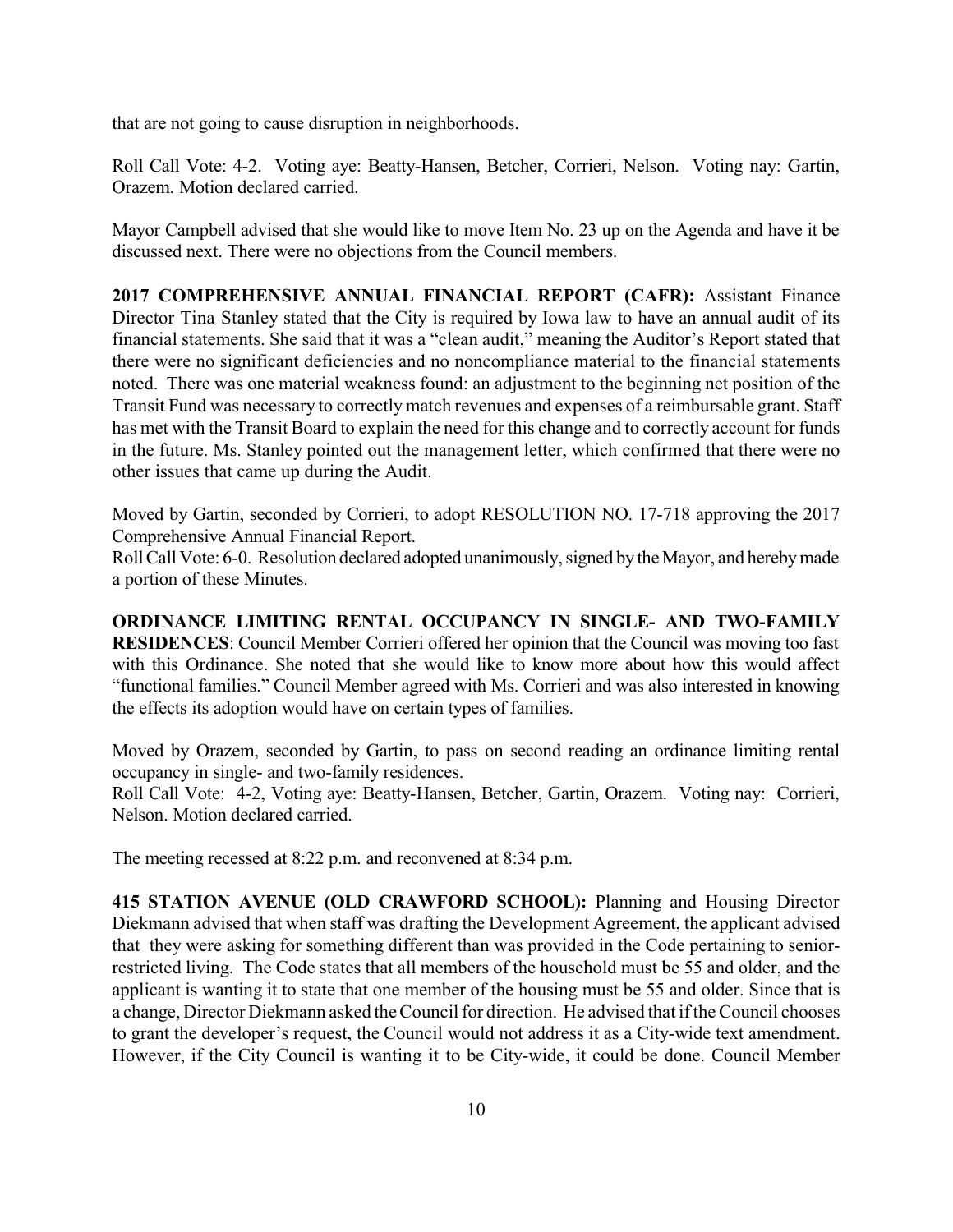that are not going to cause disruption in neighborhoods.

Roll Call Vote: 4-2. Voting aye: Beatty-Hansen, Betcher, Corrieri, Nelson. Voting nay: Gartin, Orazem. Motion declared carried.

Mayor Campbell advised that she would like to move Item No. 23 up on the Agenda and have it be discussed next. There were no objections from the Council members.

**2017 COMPREHENSIVE ANNUAL FINANCIAL REPORT (CAFR):** Assistant Finance Director Tina Stanley stated that the City is required by Iowa law to have an annual audit of its financial statements. She said that it was a "clean audit," meaning the Auditor's Report stated that there were no significant deficiencies and no noncompliance material to the financial statements noted. There was one material weakness found: an adjustment to the beginning net position of the Transit Fund was necessary to correctly match revenues and expenses of a reimbursable grant. Staff has met with the Transit Board to explain the need for this change and to correctly account for funds in the future. Ms. Stanley pointed out the management letter, which confirmed that there were no other issues that came up during the Audit.

Moved by Gartin, seconded by Corrieri, to adopt RESOLUTION NO. 17-718 approving the 2017 Comprehensive Annual Financial Report.
Roll Call Vote: 6-0. Resolution declared adopted unanimously, signed by the Mayor, and hereby made a portion of these Minutes.

**ORDINANCE LIMITING RENTAL OCCUPANCY IN SINGLE- AND TWO-FAMILY RESIDENCES**: Council Member Corrieri offered her opinion that the Council was moving too fast with this Ordinance. She noted that she would like to know more about how this would affect "functional families." Council Member agreed with Ms. Corrieri and was also interested in knowing the effects its adoption would have on certain types of families.

Moved by Orazem, seconded by Gartin, to pass on second reading an ordinance limiting rental occupancy in single- and two-family residences.
Roll Call Vote: 4-2, Voting aye: Beatty-Hansen, Betcher, Gartin, Orazem. Voting nay: Corrieri, Nelson. Motion declared carried.

The meeting recessed at 8:22 p.m. and reconvened at 8:34 p.m.

**415 STATION AVENUE (OLD CRAWFORD SCHOOL):** Planning and Housing Director Diekmann advised that when staff was drafting the Development Agreement, the applicant advised that they were asking for something different than was provided in the Code pertaining to senior-restricted living. The Code states that all members of the household must be 55 and older, and the applicant is wanting it to state that one member of the housing must be 55 and older. Since that is a change, Director Diekmann asked the Council for direction. He advised that if the Council chooses to grant the developer's request, the Council would not address it as a City-wide text amendment. However, if the City Council is wanting it to be City-wide, it could be done. Council Member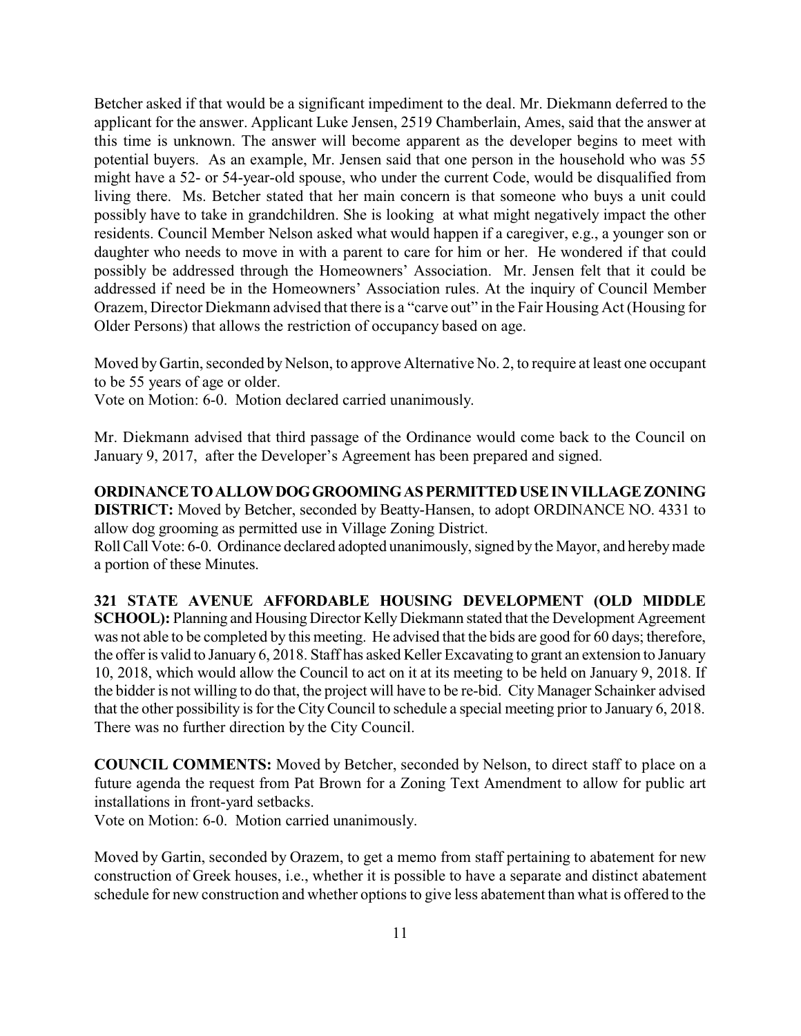Betcher asked if that would be a significant impediment to the deal. Mr. Diekmann deferred to the applicant for the answer. Applicant Luke Jensen, 2519 Chamberlain, Ames, said that the answer at this time is unknown. The answer will become apparent as the developer begins to meet with potential buyers. As an example, Mr. Jensen said that one person in the household who was 55 might have a 52- or 54-year-old spouse, who under the current Code, would be disqualified from living there. Ms. Betcher stated that her main concern is that someone who buys a unit could possibly have to take in grandchildren. She is looking at what might negatively impact the other residents. Council Member Nelson asked what would happen if a caregiver, e.g., a younger son or daughter who needs to move in with a parent to care for him or her. He wondered if that could possibly be addressed through the Homeowners' Association. Mr. Jensen felt that it could be addressed if need be in the Homeowners' Association rules. At the inquiry of Council Member Orazem, Director Diekmann advised that there is a "carve out" in the Fair Housing Act (Housing for Older Persons) that allows the restriction of occupancy based on age.

Moved by Gartin, seconded by Nelson, to approve Alternative No. 2, to require at least one occupant to be 55 years of age or older.
Vote on Motion: 6-0. Motion declared carried unanimously.

Mr. Diekmann advised that third passage of the Ordinance would come back to the Council on January 9, 2017, after the Developer's Agreement has been prepared and signed.

**ORDINANCE TO ALLOW DOG GROOMING AS PERMITTED USE IN VILLAGE ZONING DISTRICT:** Moved by Betcher, seconded by Beatty-Hansen, to adopt ORDINANCE NO. 4331 to allow dog grooming as permitted use in Village Zoning District.
Roll Call Vote: 6-0. Ordinance declared adopted unanimously, signed by the Mayor, and hereby made a portion of these Minutes.

**321 STATE AVENUE AFFORDABLE HOUSING DEVELOPMENT (OLD MIDDLE SCHOOL):** Planning and Housing Director Kelly Diekmann stated that the Development Agreement was not able to be completed by this meeting. He advised that the bids are good for 60 days; therefore, the offer is valid to January 6, 2018. Staff has asked Keller Excavating to grant an extension to January 10, 2018, which would allow the Council to act on it at its meeting to be held on January 9, 2018. If the bidder is not willing to do that, the project will have to be re-bid. City Manager Schainker advised that the other possibility is for the City Council to schedule a special meeting prior to January 6, 2018. There was no further direction by the City Council.

**COUNCIL COMMENTS:** Moved by Betcher, seconded by Nelson, to direct staff to place on a future agenda the request from Pat Brown for a Zoning Text Amendment to allow for public art installations in front-yard setbacks.
Vote on Motion: 6-0. Motion carried unanimously.

Moved by Gartin, seconded by Orazem, to get a memo from staff pertaining to abatement for new construction of Greek houses, i.e., whether it is possible to have a separate and distinct abatement schedule for new construction and whether options to give less abatement than what is offered to the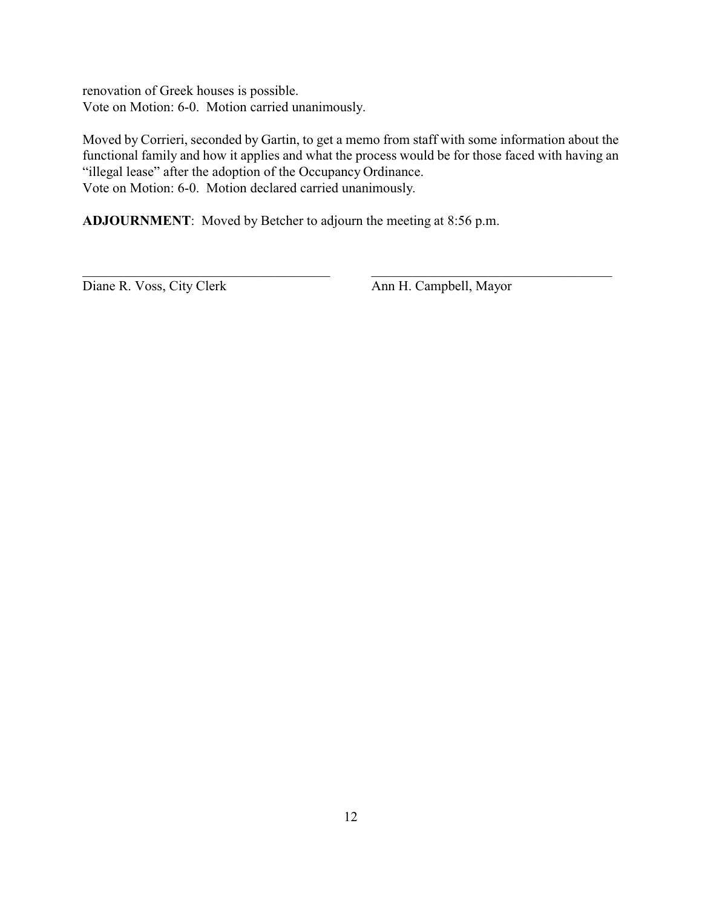renovation of Greek houses is possible.
Vote on Motion: 6-0. Motion carried unanimously.

Moved by Corrieri, seconded by Gartin, to get a memo from staff with some information about the functional family and how it applies and what the process would be for those faced with having an "illegal lease" after the adoption of the Occupancy Ordinance.
Vote on Motion: 6-0. Motion declared carried unanimously.

**ADJOURNMENT**: Moved by Betcher to adjourn the meeting at 8:56 p.m.

\_\_\_\_\_\_\_\_\_\_\_\_\_\_\_\_\_\_\_\_\_\_\_\_\_\_\_\_\_\_\_\_\_\_\_\_
Diane R. Voss, City Clerk

\_\_\_\_\_\_\_\_\_\_\_\_\_\_\_\_\_\_\_\_\_\_\_\_\_\_\_\_\_\_\_\_\_\_\_\_
Ann H. Campbell, Mayor